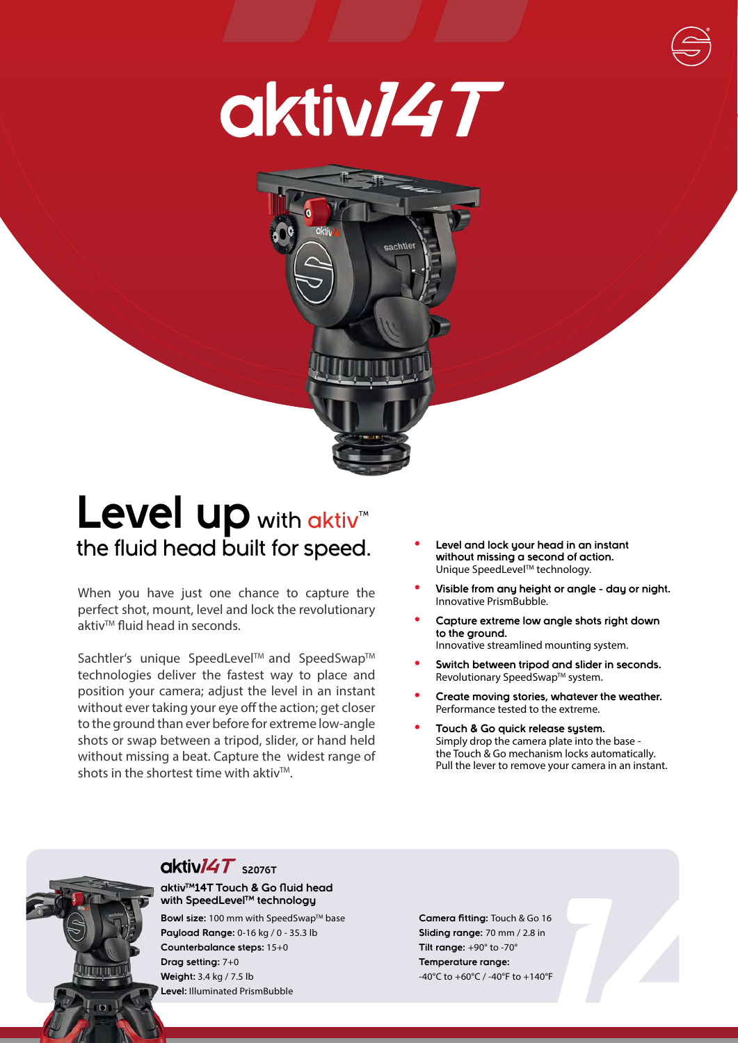# aktiv14T

## Level up with aktiv™ the fluid head built for speed.

When you have just one chance to capture the perfect shot, mount, level and lock the revolutionary aktiv™ fluid head in seconds.

Sachtler's unique SpeedLevel™ and SpeedSwap™ technologies deliver the fastest way to place and position your camera; adjust the level in an instant without ever taking your eye off the action; get closer to the ground than ever before for extreme low-angle shots or swap between a tripod, slider, or hand held without missing a beat. Capture the widest range of shots in the shortest time with aktiv™.

- **Level and lock your head in an instant without missing a second of action.** Unique SpeedLevel™ technology.
- **Visible from any height or angle - day or night.** Innovative PrismBubble.
- **Capture extreme low angle shots right down to the ground.** Innovative streamlined mounting system.
- **Switch between tripod and slider in seconds.** Revolutionary SpeedSwap™ system.
- **Create moving stories, whatever the weather.** Performance tested to the extreme.
- **Touch & Go quick release system.** Simply drop the camera plate into the base - the Touch & Go mechanism locks automatically. Pull the lever to remove your camera in an instant.

### aktiv14T S2076T

**aktiv™14T Touch & Go fluid head with SpeedLevel™ technology**

**Bowl size:** 100 mm with SpeedSwap™ base
**Payload Range:** 0-16 kg / 0 - 35.3 lb
**Counterbalance steps:** 15+0
**Drag setting:** 7+0
**Weight:** 3.4 kg / 7.5 lb
**Level:** Illuminated PrismBubble

**Camera fitting:** Touch & Go 16
**Sliding range:** 70 mm / 2.8 in
**Tilt range:** +90° to -70°
**Temperature range:**
-40°C to +60°C / -40°F to +140°F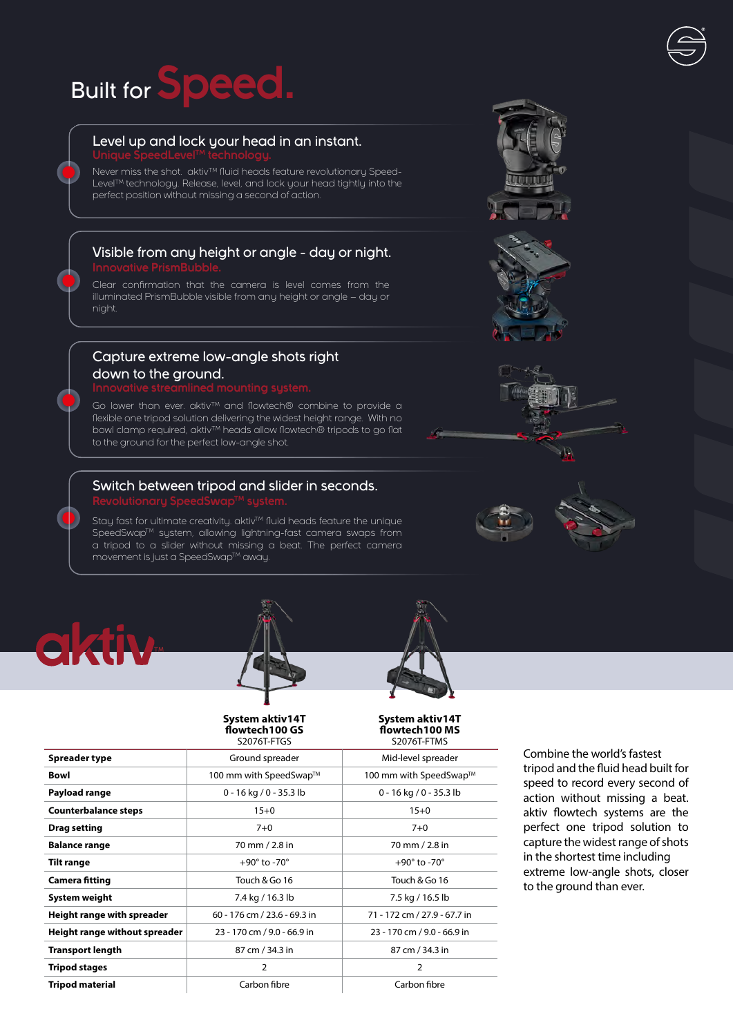# Built for Speed.

## Level up and lock your head in an instant.

**Unique SpeedLevel™ technology.**

Never miss the shot. aktiv™ fluid heads feature revolutionary SpeedLevel™ technology. Release, level, and lock your head tightly into the perfect position without missing a second of action.

## Visible from any height or angle - day or night.

**Innovative PrismBubble.**

Clear confirmation that the camera is level comes from the illuminated PrismBubble visible from any height or angle – day or night.

## Capture extreme low-angle shots right down to the ground.

**Innovative streamlined mounting system.**

Go lower than ever. aktiv™ and flowtech® combine to provide a flexible one tripod solution delivering the widest height range. With no bowl clamp required, aktiv™ heads allow flowtech® tripods to go flat to the ground for the perfect low-angle shot.

## Switch between tripod and slider in seconds.

**Revolutionary SpeedSwap™ system.**

Stay fast for ultimate creativity. aktiv™ fluid heads feature the unique SpeedSwap™ system, allowing lightning-fast camera swaps from a tripod to a slider without missing a beat. The perfect camera movement is just a SpeedSwap™ away.

# aktiv™

| | System aktiv14T flowtech100 GS S2076T-FTGS | System aktiv14T flowtech100 MS S2076T-FTMS |
|---|---|---|
| **Spreader type** | Ground spreader | Mid-level spreader |
| **Bowl** | 100 mm with SpeedSwap™ | 100 mm with SpeedSwap™ |
| **Payload range** | 0 - 16 kg / 0 - 35.3 lb | 0 - 16 kg / 0 - 35.3 lb |
| **Counterbalance steps** | 15+0 | 15+0 |
| **Drag setting** | 7+0 | 7+0 |
| **Balance range** | 70 mm / 2.8 in | 70 mm / 2.8 in |
| **Tilt range** | +90° to -70° | +90° to -70° |
| **Camera fitting** | Touch & Go 16 | Touch & Go 16 |
| **System weight** | 7.4 kg / 16.3 lb | 7.5 kg / 16.5 lb |
| **Height range with spreader** | 60 - 176 cm / 23.6 - 69.3 in | 71 - 172 cm / 27.9 - 67.7 in |
| **Height range without spreader** | 23 - 170 cm / 9.0 - 66.9 in | 23 - 170 cm / 9.0 - 66.9 in |
| **Transport length** | 87 cm / 34.3 in | 87 cm / 34.3 in |
| **Tripod stages** | 2 | 2 |
| **Tripod material** | Carbon fibre | Carbon fibre |

Combine the world's fastest tripod and the fluid head built for speed to record every second of action without missing a beat. aktiv flowtech systems are the perfect one tripod solution to capture the widest range of shots in the shortest time including extreme low-angle shots, closer to the ground than ever.